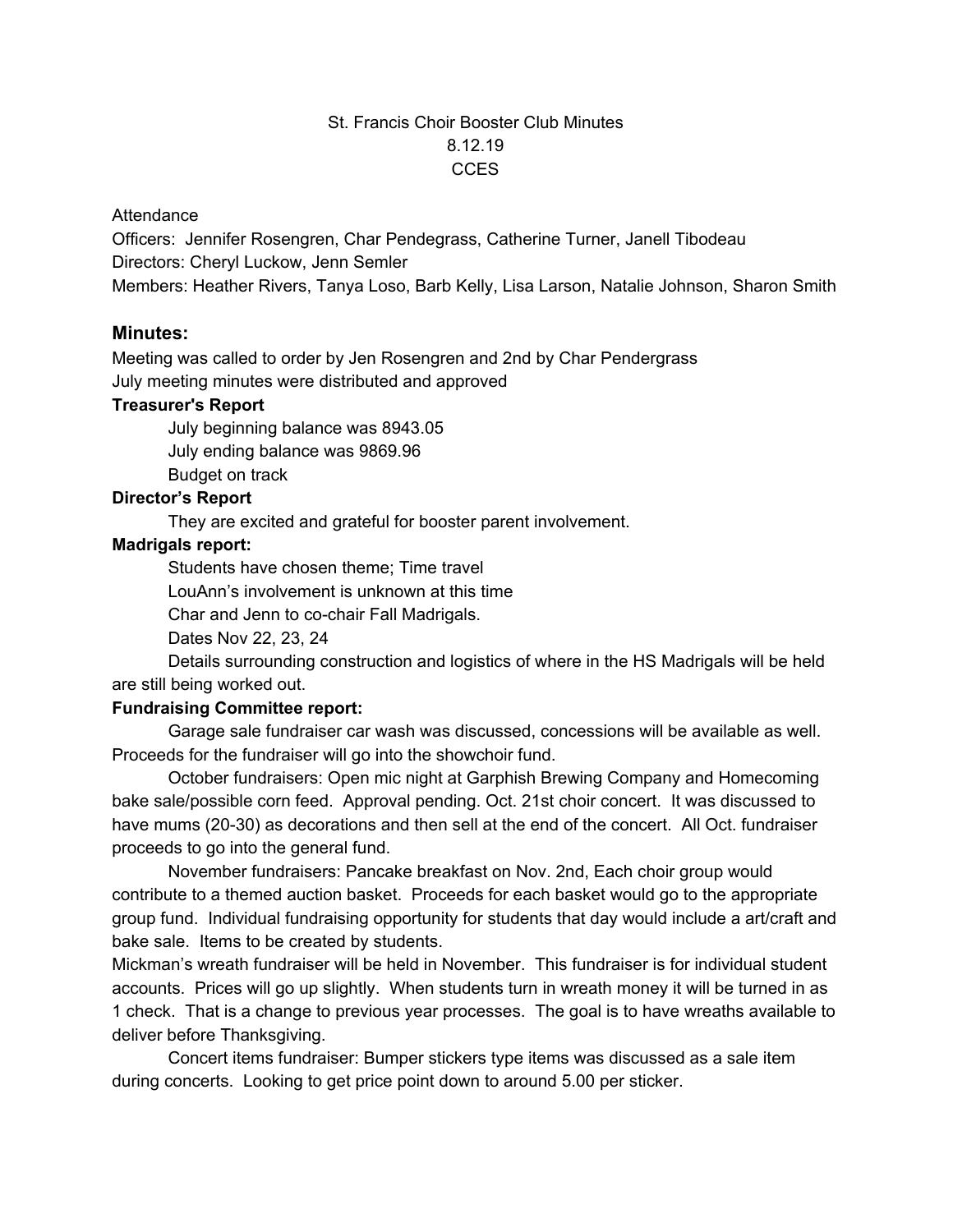St. Francis Choir Booster Club Minutes
8.12.19
CCES

Attendance

Officers: Jennifer Rosengren, Char Pendegrass, Catherine Turner, Janell Tibodeau

Directors: Cheryl Luckow, Jenn Semler

Members: Heather Rivers, Tanya Loso, Barb Kelly, Lisa Larson, Natalie Johnson, Sharon Smith

## Minutes:

Meeting was called to order by Jen Rosengren and 2nd by Char Pendergrass

July meeting minutes were distributed and approved

**Treasurer's Report**

July beginning balance was 8943.05

July ending balance was 9869.96

Budget on track

**Director's Report**

They are excited and grateful for booster parent involvement.

**Madrigals report:**

Students have chosen theme; Time travel

LouAnn's involvement is unknown at this time

Char and Jenn to co-chair Fall Madrigals.

Dates Nov 22, 23, 24

Details surrounding construction and logistics of where in the HS Madrigals will be held are still being worked out.

**Fundraising Committee report:**

Garage sale fundraiser car wash was discussed, concessions will be available as well. Proceeds for the fundraiser will go into the showchoir fund.

October fundraisers: Open mic night at Garphish Brewing Company and Homecoming bake sale/possible corn feed. Approval pending. Oct. 21st choir concert. It was discussed to have mums (20-30) as decorations and then sell at the end of the concert. All Oct. fundraiser proceeds to go into the general fund.

November fundraisers: Pancake breakfast on Nov. 2nd, Each choir group would contribute to a themed auction basket. Proceeds for each basket would go to the appropriate group fund. Individual fundraising opportunity for students that day would include a art/craft and bake sale. Items to be created by students.

Mickman's wreath fundraiser will be held in November. This fundraiser is for individual student accounts. Prices will go up slightly. When students turn in wreath money it will be turned in as 1 check. That is a change to previous year processes. The goal is to have wreaths available to deliver before Thanksgiving.

Concert items fundraiser: Bumper stickers type items was discussed as a sale item during concerts. Looking to get price point down to around 5.00 per sticker.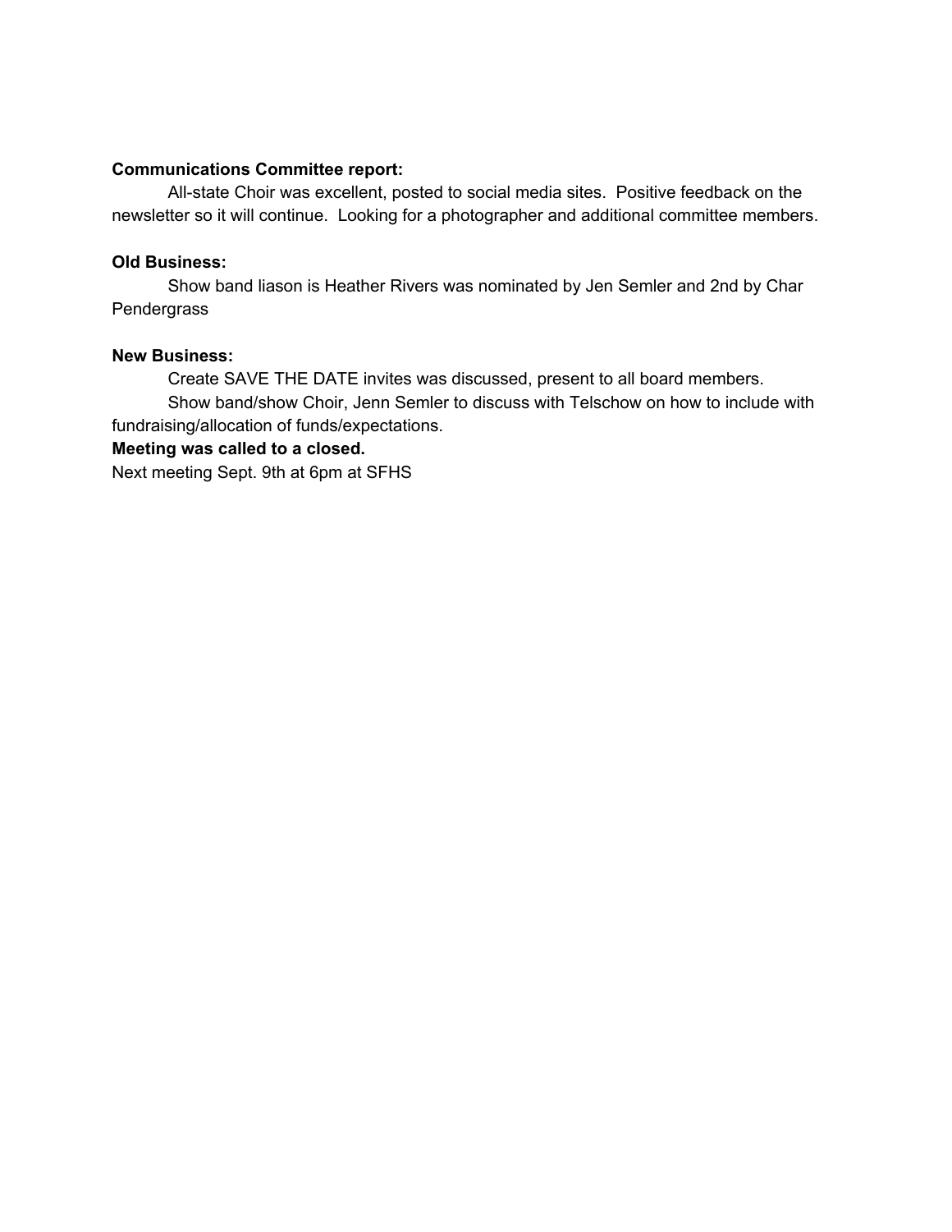**Communications Committee report:**

All-state Choir was excellent, posted to social media sites. Positive feedback on the newsletter so it will continue. Looking for a photographer and additional committee members.

**Old Business:**

Show band liason is Heather Rivers was nominated by Jen Semler and 2nd by Char Pendergrass

**New Business:**

Create SAVE THE DATE invites was discussed, present to all board members.

Show band/show Choir, Jenn Semler to discuss with Telschow on how to include with fundraising/allocation of funds/expectations.

**Meeting was called to a closed.**

Next meeting Sept. 9th at 6pm at SFHS